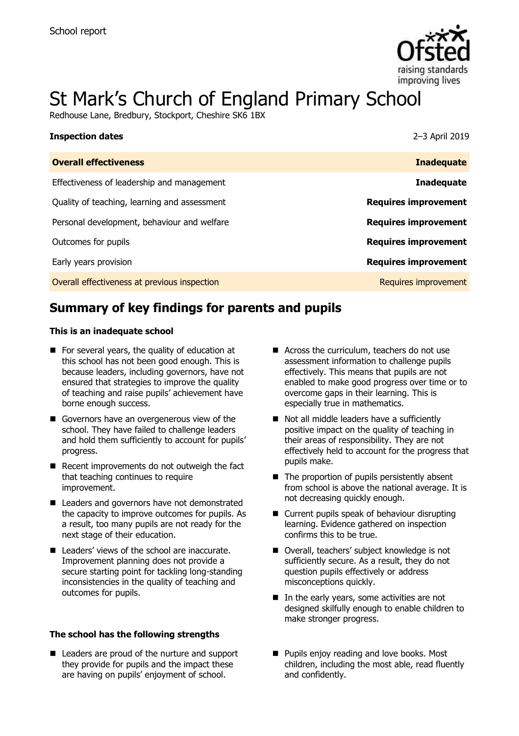School report

# St Mark's Church of England Primary School

Redhouse Lane, Bredbury, Stockport, Cheshire SK6 1BX

| **Inspection dates** | 2–3 April 2019 |
| --- | --- |
| **Overall effectiveness** | **Inadequate** |
| Effectiveness of leadership and management | **Inadequate** |
| Quality of teaching, learning and assessment | **Requires improvement** |
| Personal development, behaviour and welfare | **Requires improvement** |
| Outcomes for pupils | **Requires improvement** |
| Early years provision | **Requires improvement** |
| Overall effectiveness at previous inspection | Requires improvement |

## Summary of key findings for parents and pupils

### This is an inadequate school

- For several years, the quality of education at this school has not been good enough. This is because leaders, including governors, have not ensured that strategies to improve the quality of teaching and raise pupils' achievement have borne enough success.
- Governors have an overgenerous view of the school. They have failed to challenge leaders and hold them sufficiently to account for pupils' progress.
- Recent improvements do not outweigh the fact that teaching continues to require improvement.
- Leaders and governors have not demonstrated the capacity to improve outcomes for pupils. As a result, too many pupils are not ready for the next stage of their education.
- Leaders' views of the school are inaccurate. Improvement planning does not provide a secure starting point for tackling long-standing inconsistencies in the quality of teaching and outcomes for pupils.
- Across the curriculum, teachers do not use assessment information to challenge pupils effectively. This means that pupils are not enabled to make good progress over time or to overcome gaps in their learning. This is especially true in mathematics.
- Not all middle leaders have a sufficiently positive impact on the quality of teaching in their areas of responsibility. They are not effectively held to account for the progress that pupils make.
- The proportion of pupils persistently absent from school is above the national average. It is not decreasing quickly enough.
- Current pupils speak of behaviour disrupting learning. Evidence gathered on inspection confirms this to be true.
- Overall, teachers' subject knowledge is not sufficiently secure. As a result, they do not question pupils effectively or address misconceptions quickly.
- In the early years, some activities are not designed skilfully enough to enable children to make stronger progress.

### The school has the following strengths

- Leaders are proud of the nurture and support they provide for pupils and the impact these are having on pupils' enjoyment of school.
- Pupils enjoy reading and love books. Most children, including the most able, read fluently and confidently.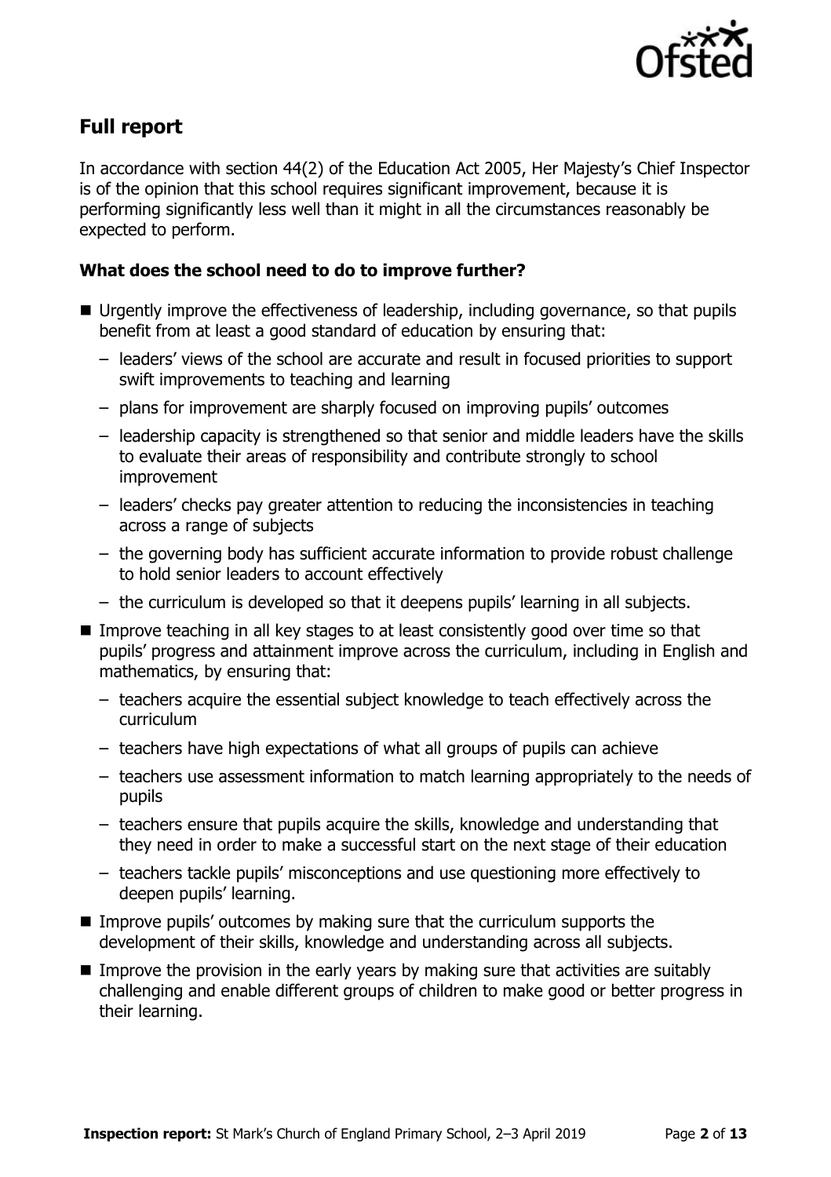## Full report

In accordance with section 44(2) of the Education Act 2005, Her Majesty's Chief Inspector is of the opinion that this school requires significant improvement, because it is performing significantly less well than it might in all the circumstances reasonably be expected to perform.

### What does the school need to do to improve further?

- Urgently improve the effectiveness of leadership, including governance, so that pupils benefit from at least a good standard of education by ensuring that:
  - leaders' views of the school are accurate and result in focused priorities to support swift improvements to teaching and learning
  - plans for improvement are sharply focused on improving pupils' outcomes
  - leadership capacity is strengthened so that senior and middle leaders have the skills to evaluate their areas of responsibility and contribute strongly to school improvement
  - leaders' checks pay greater attention to reducing the inconsistencies in teaching across a range of subjects
  - the governing body has sufficient accurate information to provide robust challenge to hold senior leaders to account effectively
  - the curriculum is developed so that it deepens pupils' learning in all subjects.
- Improve teaching in all key stages to at least consistently good over time so that pupils' progress and attainment improve across the curriculum, including in English and mathematics, by ensuring that:
  - teachers acquire the essential subject knowledge to teach effectively across the curriculum
  - teachers have high expectations of what all groups of pupils can achieve
  - teachers use assessment information to match learning appropriately to the needs of pupils
  - teachers ensure that pupils acquire the skills, knowledge and understanding that they need in order to make a successful start on the next stage of their education
  - teachers tackle pupils' misconceptions and use questioning more effectively to deepen pupils' learning.
- Improve pupils' outcomes by making sure that the curriculum supports the development of their skills, knowledge and understanding across all subjects.
- Improve the provision in the early years by making sure that activities are suitably challenging and enable different groups of children to make good or better progress in their learning.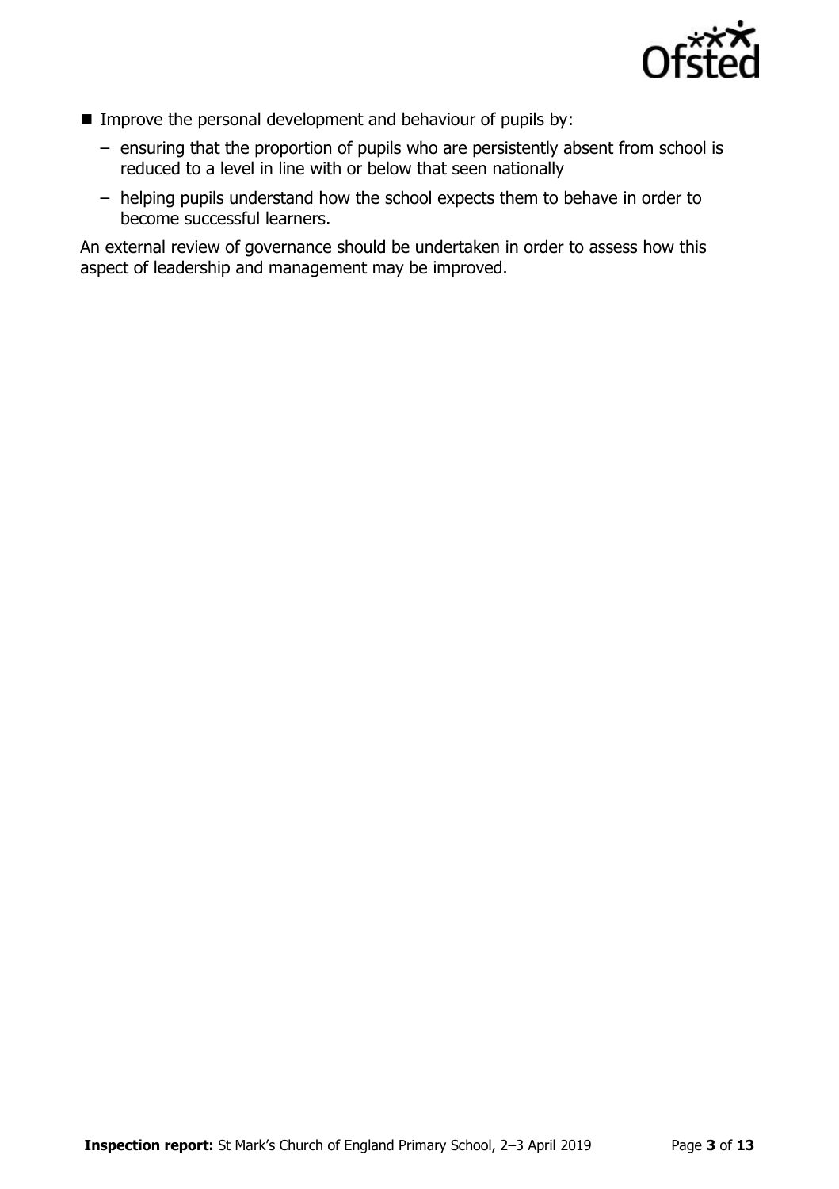- Improve the personal development and behaviour of pupils by:
  - ensuring that the proportion of pupils who are persistently absent from school is reduced to a level in line with or below that seen nationally
  - helping pupils understand how the school expects them to behave in order to become successful learners.

An external review of governance should be undertaken in order to assess how this aspect of leadership and management may be improved.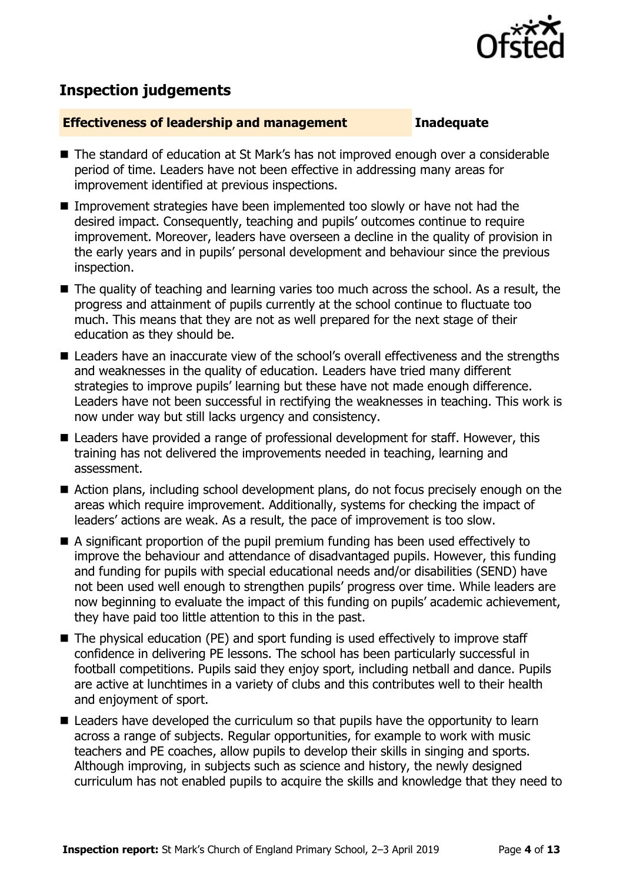## Inspection judgements

| **Effectiveness of leadership and management** | **Inadequate** |
| --- | --- |

- The standard of education at St Mark's has not improved enough over a considerable period of time. Leaders have not been effective in addressing many areas for improvement identified at previous inspections.
- Improvement strategies have been implemented too slowly or have not had the desired impact. Consequently, teaching and pupils' outcomes continue to require improvement. Moreover, leaders have overseen a decline in the quality of provision in the early years and in pupils' personal development and behaviour since the previous inspection.
- The quality of teaching and learning varies too much across the school. As a result, the progress and attainment of pupils currently at the school continue to fluctuate too much. This means that they are not as well prepared for the next stage of their education as they should be.
- Leaders have an inaccurate view of the school's overall effectiveness and the strengths and weaknesses in the quality of education. Leaders have tried many different strategies to improve pupils' learning but these have not made enough difference. Leaders have not been successful in rectifying the weaknesses in teaching. This work is now under way but still lacks urgency and consistency.
- Leaders have provided a range of professional development for staff. However, this training has not delivered the improvements needed in teaching, learning and assessment.
- Action plans, including school development plans, do not focus precisely enough on the areas which require improvement. Additionally, systems for checking the impact of leaders' actions are weak. As a result, the pace of improvement is too slow.
- A significant proportion of the pupil premium funding has been used effectively to improve the behaviour and attendance of disadvantaged pupils. However, this funding and funding for pupils with special educational needs and/or disabilities (SEND) have not been used well enough to strengthen pupils' progress over time. While leaders are now beginning to evaluate the impact of this funding on pupils' academic achievement, they have paid too little attention to this in the past.
- The physical education (PE) and sport funding is used effectively to improve staff confidence in delivering PE lessons. The school has been particularly successful in football competitions. Pupils said they enjoy sport, including netball and dance. Pupils are active at lunchtimes in a variety of clubs and this contributes well to their health and enjoyment of sport.
- Leaders have developed the curriculum so that pupils have the opportunity to learn across a range of subjects. Regular opportunities, for example to work with music teachers and PE coaches, allow pupils to develop their skills in singing and sports. Although improving, in subjects such as science and history, the newly designed curriculum has not enabled pupils to acquire the skills and knowledge that they need to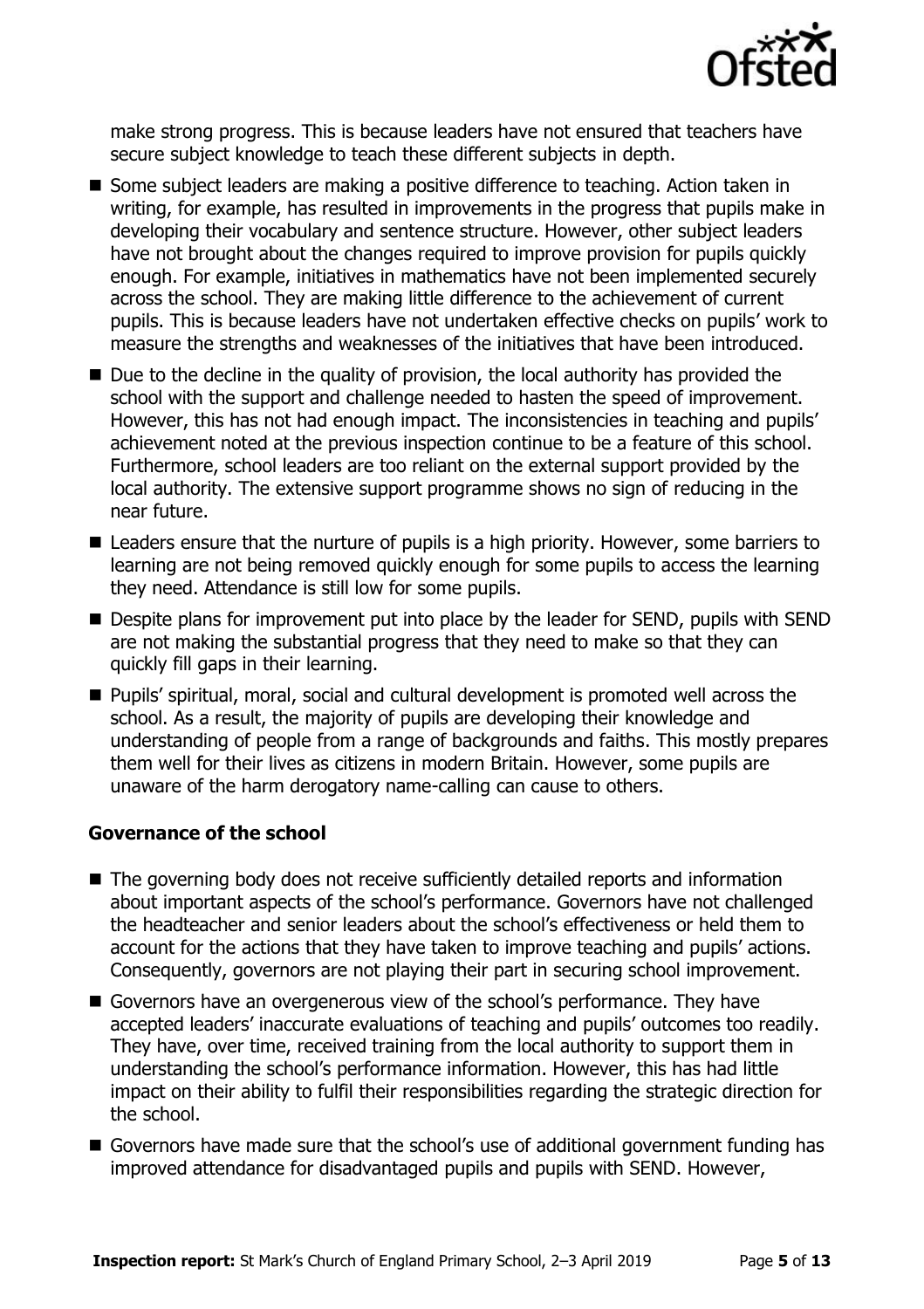make strong progress. This is because leaders have not ensured that teachers have secure subject knowledge to teach these different subjects in depth.

- Some subject leaders are making a positive difference to teaching. Action taken in writing, for example, has resulted in improvements in the progress that pupils make in developing their vocabulary and sentence structure. However, other subject leaders have not brought about the changes required to improve provision for pupils quickly enough. For example, initiatives in mathematics have not been implemented securely across the school. They are making little difference to the achievement of current pupils. This is because leaders have not undertaken effective checks on pupils' work to measure the strengths and weaknesses of the initiatives that have been introduced.
- Due to the decline in the quality of provision, the local authority has provided the school with the support and challenge needed to hasten the speed of improvement. However, this has not had enough impact. The inconsistencies in teaching and pupils' achievement noted at the previous inspection continue to be a feature of this school. Furthermore, school leaders are too reliant on the external support provided by the local authority. The extensive support programme shows no sign of reducing in the near future.
- Leaders ensure that the nurture of pupils is a high priority. However, some barriers to learning are not being removed quickly enough for some pupils to access the learning they need. Attendance is still low for some pupils.
- Despite plans for improvement put into place by the leader for SEND, pupils with SEND are not making the substantial progress that they need to make so that they can quickly fill gaps in their learning.
- Pupils' spiritual, moral, social and cultural development is promoted well across the school. As a result, the majority of pupils are developing their knowledge and understanding of people from a range of backgrounds and faiths. This mostly prepares them well for their lives as citizens in modern Britain. However, some pupils are unaware of the harm derogatory name-calling can cause to others.

### Governance of the school

- The governing body does not receive sufficiently detailed reports and information about important aspects of the school's performance. Governors have not challenged the headteacher and senior leaders about the school's effectiveness or held them to account for the actions that they have taken to improve teaching and pupils' actions. Consequently, governors are not playing their part in securing school improvement.
- Governors have an overgenerous view of the school's performance. They have accepted leaders' inaccurate evaluations of teaching and pupils' outcomes too readily. They have, over time, received training from the local authority to support them in understanding the school's performance information. However, this has had little impact on their ability to fulfil their responsibilities regarding the strategic direction for the school.
- Governors have made sure that the school's use of additional government funding has improved attendance for disadvantaged pupils and pupils with SEND. However,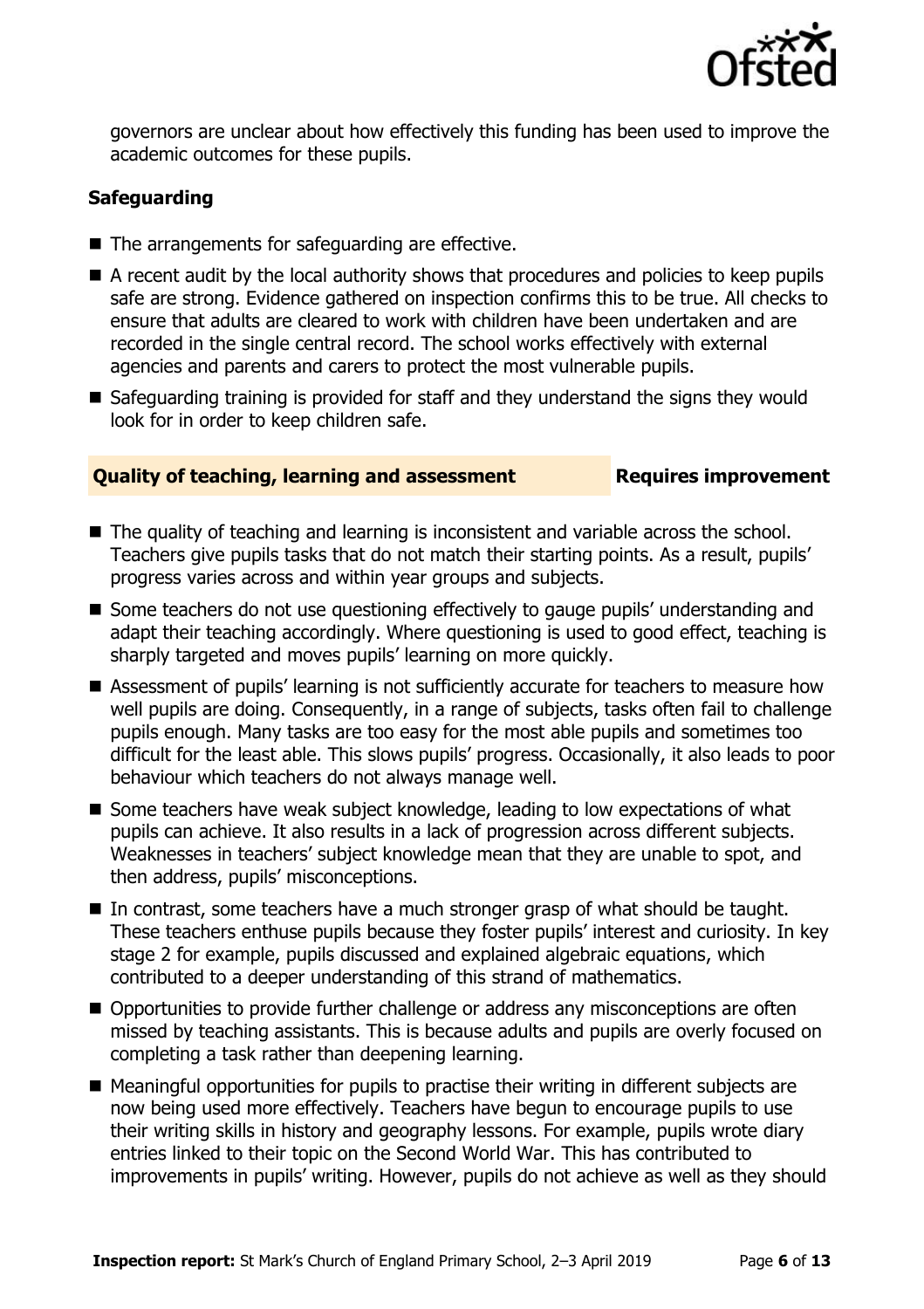governors are unclear about how effectively this funding has been used to improve the academic outcomes for these pupils.

### Safeguarding

- The arrangements for safeguarding are effective.
- A recent audit by the local authority shows that procedures and policies to keep pupils safe are strong. Evidence gathered on inspection confirms this to be true. All checks to ensure that adults are cleared to work with children have been undertaken and are recorded in the single central record. The school works effectively with external agencies and parents and carers to protect the most vulnerable pupils.
- Safeguarding training is provided for staff and they understand the signs they would look for in order to keep children safe.

## Quality of teaching, learning and assessment — Requires improvement

- The quality of teaching and learning is inconsistent and variable across the school. Teachers give pupils tasks that do not match their starting points. As a result, pupils' progress varies across and within year groups and subjects.
- Some teachers do not use questioning effectively to gauge pupils' understanding and adapt their teaching accordingly. Where questioning is used to good effect, teaching is sharply targeted and moves pupils' learning on more quickly.
- Assessment of pupils' learning is not sufficiently accurate for teachers to measure how well pupils are doing. Consequently, in a range of subjects, tasks often fail to challenge pupils enough. Many tasks are too easy for the most able pupils and sometimes too difficult for the least able. This slows pupils' progress. Occasionally, it also leads to poor behaviour which teachers do not always manage well.
- Some teachers have weak subject knowledge, leading to low expectations of what pupils can achieve. It also results in a lack of progression across different subjects. Weaknesses in teachers' subject knowledge mean that they are unable to spot, and then address, pupils' misconceptions.
- In contrast, some teachers have a much stronger grasp of what should be taught. These teachers enthuse pupils because they foster pupils' interest and curiosity. In key stage 2 for example, pupils discussed and explained algebraic equations, which contributed to a deeper understanding of this strand of mathematics.
- Opportunities to provide further challenge or address any misconceptions are often missed by teaching assistants. This is because adults and pupils are overly focused on completing a task rather than deepening learning.
- Meaningful opportunities for pupils to practise their writing in different subjects are now being used more effectively. Teachers have begun to encourage pupils to use their writing skills in history and geography lessons. For example, pupils wrote diary entries linked to their topic on the Second World War. This has contributed to improvements in pupils' writing. However, pupils do not achieve as well as they should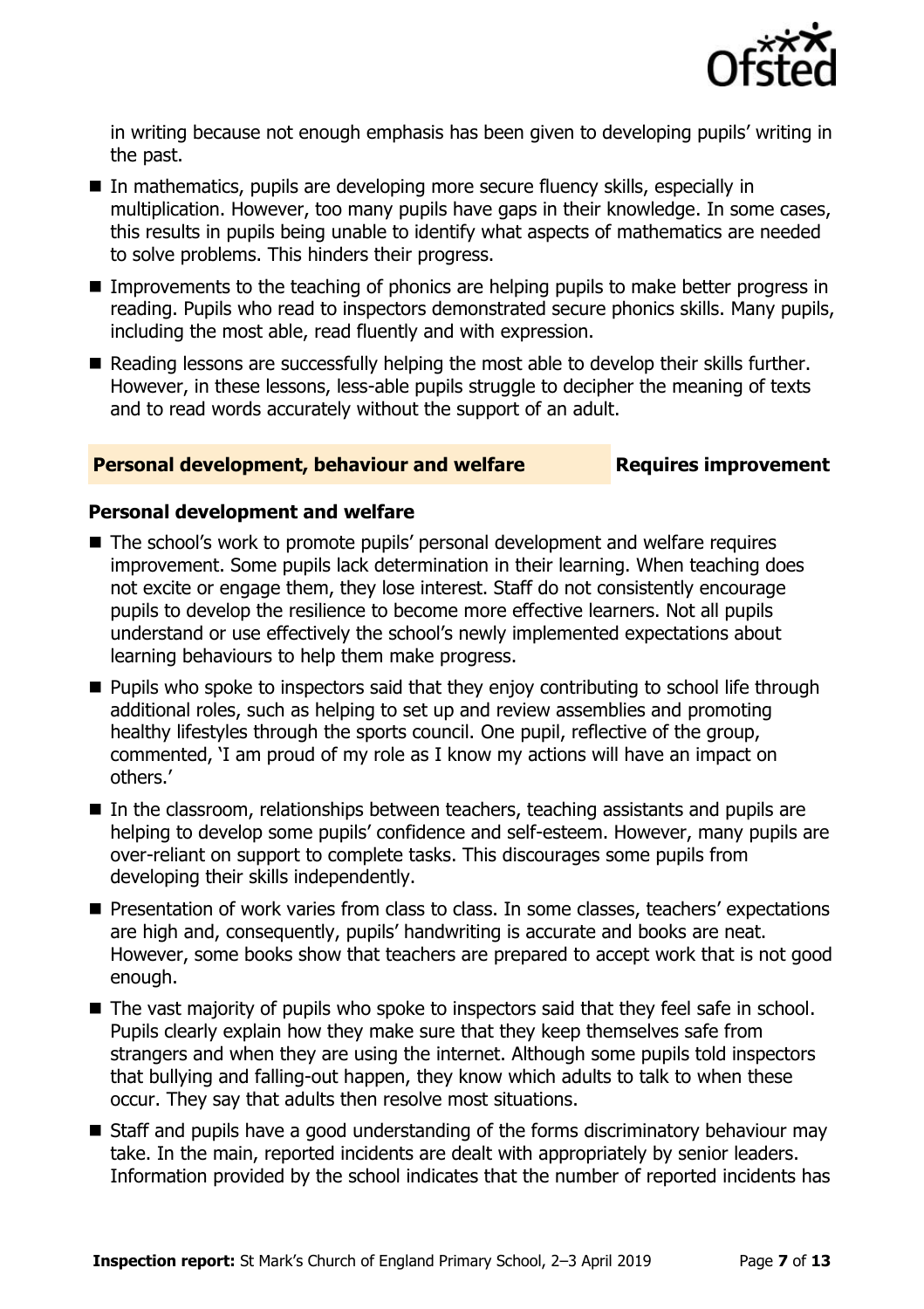in writing because not enough emphasis has been given to developing pupils' writing in the past.

- In mathematics, pupils are developing more secure fluency skills, especially in multiplication. However, too many pupils have gaps in their knowledge. In some cases, this results in pupils being unable to identify what aspects of mathematics are needed to solve problems. This hinders their progress.
- Improvements to the teaching of phonics are helping pupils to make better progress in reading. Pupils who read to inspectors demonstrated secure phonics skills. Many pupils, including the most able, read fluently and with expression.
- Reading lessons are successfully helping the most able to develop their skills further. However, in these lessons, less-able pupils struggle to decipher the meaning of texts and to read words accurately without the support of an adult.

## Personal development, behaviour and welfare — Requires improvement

### Personal development and welfare

- The school's work to promote pupils' personal development and welfare requires improvement. Some pupils lack determination in their learning. When teaching does not excite or engage them, they lose interest. Staff do not consistently encourage pupils to develop the resilience to become more effective learners. Not all pupils understand or use effectively the school's newly implemented expectations about learning behaviours to help them make progress.
- Pupils who spoke to inspectors said that they enjoy contributing to school life through additional roles, such as helping to set up and review assemblies and promoting healthy lifestyles through the sports council. One pupil, reflective of the group, commented, 'I am proud of my role as I know my actions will have an impact on others.'
- In the classroom, relationships between teachers, teaching assistants and pupils are helping to develop some pupils' confidence and self-esteem. However, many pupils are over-reliant on support to complete tasks. This discourages some pupils from developing their skills independently.
- Presentation of work varies from class to class. In some classes, teachers' expectations are high and, consequently, pupils' handwriting is accurate and books are neat. However, some books show that teachers are prepared to accept work that is not good enough.
- The vast majority of pupils who spoke to inspectors said that they feel safe in school. Pupils clearly explain how they make sure that they keep themselves safe from strangers and when they are using the internet. Although some pupils told inspectors that bullying and falling-out happen, they know which adults to talk to when these occur. They say that adults then resolve most situations.
- Staff and pupils have a good understanding of the forms discriminatory behaviour may take. In the main, reported incidents are dealt with appropriately by senior leaders. Information provided by the school indicates that the number of reported incidents has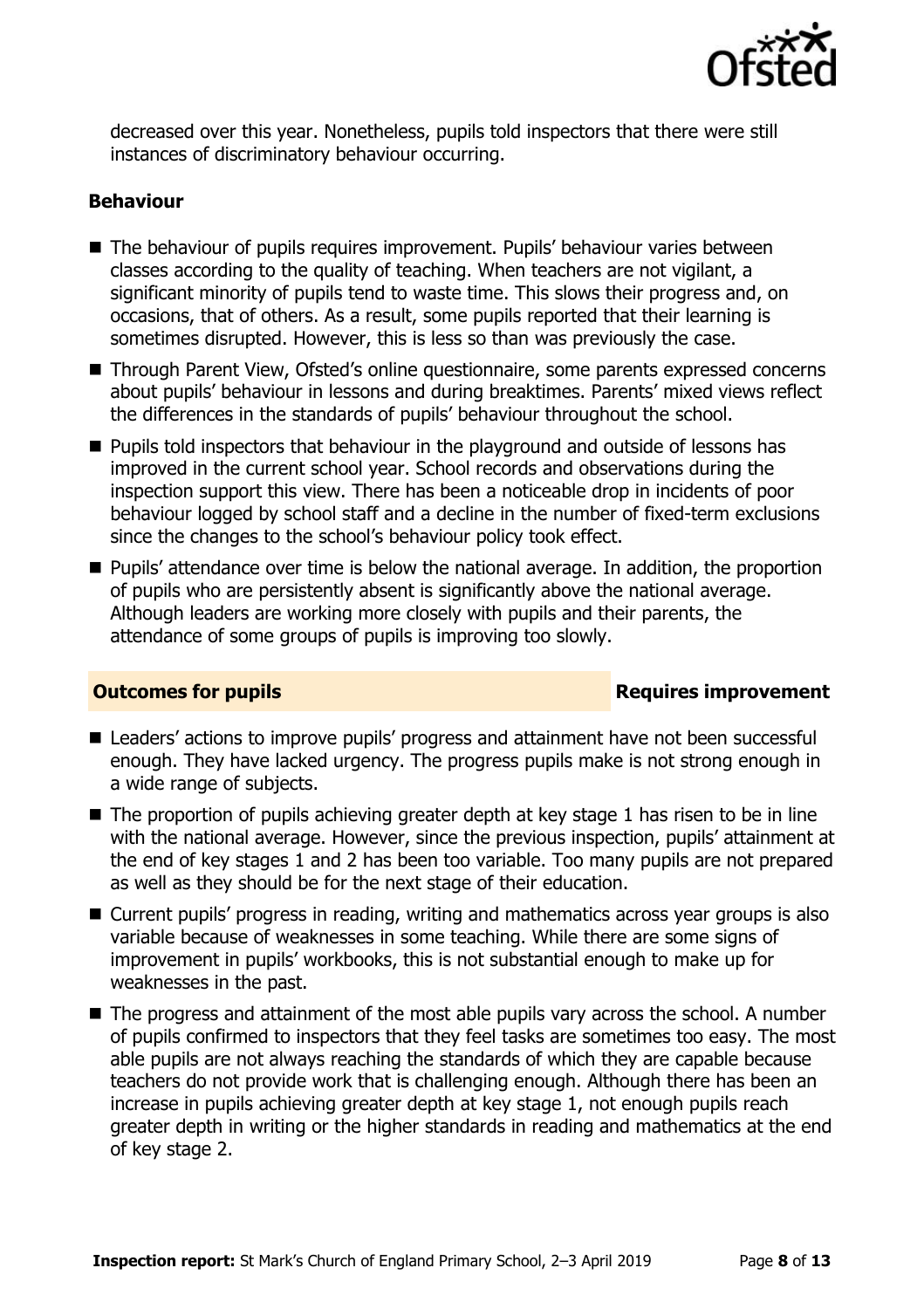decreased over this year. Nonetheless, pupils told inspectors that there were still instances of discriminatory behaviour occurring.

### Behaviour

- The behaviour of pupils requires improvement. Pupils' behaviour varies between classes according to the quality of teaching. When teachers are not vigilant, a significant minority of pupils tend to waste time. This slows their progress and, on occasions, that of others. As a result, some pupils reported that their learning is sometimes disrupted. However, this is less so than was previously the case.
- Through Parent View, Ofsted's online questionnaire, some parents expressed concerns about pupils' behaviour in lessons and during breaktimes. Parents' mixed views reflect the differences in the standards of pupils' behaviour throughout the school.
- Pupils told inspectors that behaviour in the playground and outside of lessons has improved in the current school year. School records and observations during the inspection support this view. There has been a noticeable drop in incidents of poor behaviour logged by school staff and a decline in the number of fixed-term exclusions since the changes to the school's behaviour policy took effect.
- Pupils' attendance over time is below the national average. In addition, the proportion of pupils who are persistently absent is significantly above the national average. Although leaders are working more closely with pupils and their parents, the attendance of some groups of pupils is improving too slowly.

## Outcomes for pupils — Requires improvement

- Leaders' actions to improve pupils' progress and attainment have not been successful enough. They have lacked urgency. The progress pupils make is not strong enough in a wide range of subjects.
- The proportion of pupils achieving greater depth at key stage 1 has risen to be in line with the national average. However, since the previous inspection, pupils' attainment at the end of key stages 1 and 2 has been too variable. Too many pupils are not prepared as well as they should be for the next stage of their education.
- Current pupils' progress in reading, writing and mathematics across year groups is also variable because of weaknesses in some teaching. While there are some signs of improvement in pupils' workbooks, this is not substantial enough to make up for weaknesses in the past.
- The progress and attainment of the most able pupils vary across the school. A number of pupils confirmed to inspectors that they feel tasks are sometimes too easy. The most able pupils are not always reaching the standards of which they are capable because teachers do not provide work that is challenging enough. Although there has been an increase in pupils achieving greater depth at key stage 1, not enough pupils reach greater depth in writing or the higher standards in reading and mathematics at the end of key stage 2.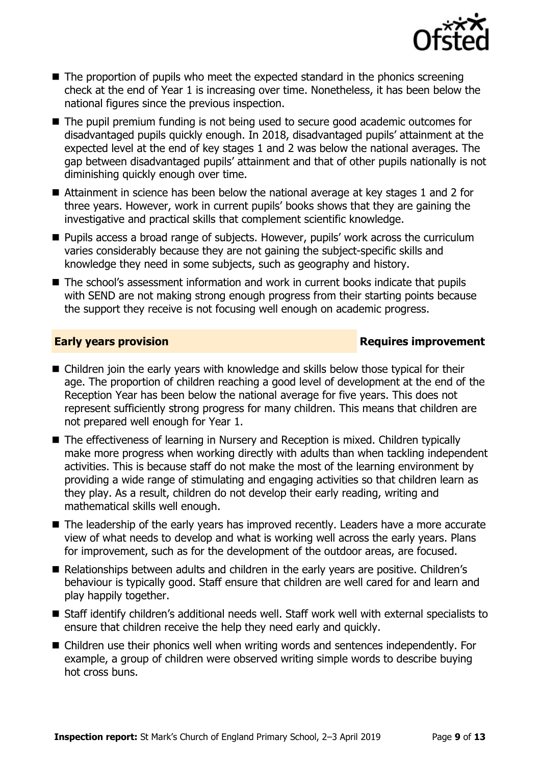- The proportion of pupils who meet the expected standard in the phonics screening check at the end of Year 1 is increasing over time. Nonetheless, it has been below the national figures since the previous inspection.
- The pupil premium funding is not being used to secure good academic outcomes for disadvantaged pupils quickly enough. In 2018, disadvantaged pupils' attainment at the expected level at the end of key stages 1 and 2 was below the national averages. The gap between disadvantaged pupils' attainment and that of other pupils nationally is not diminishing quickly enough over time.
- Attainment in science has been below the national average at key stages 1 and 2 for three years. However, work in current pupils' books shows that they are gaining the investigative and practical skills that complement scientific knowledge.
- Pupils access a broad range of subjects. However, pupils' work across the curriculum varies considerably because they are not gaining the subject-specific skills and knowledge they need in some subjects, such as geography and history.
- The school's assessment information and work in current books indicate that pupils with SEND are not making strong enough progress from their starting points because the support they receive is not focusing well enough on academic progress.

## Early years provision — Requires improvement

- Children join the early years with knowledge and skills below those typical for their age. The proportion of children reaching a good level of development at the end of the Reception Year has been below the national average for five years. This does not represent sufficiently strong progress for many children. This means that children are not prepared well enough for Year 1.
- The effectiveness of learning in Nursery and Reception is mixed. Children typically make more progress when working directly with adults than when tackling independent activities. This is because staff do not make the most of the learning environment by providing a wide range of stimulating and engaging activities so that children learn as they play. As a result, children do not develop their early reading, writing and mathematical skills well enough.
- The leadership of the early years has improved recently. Leaders have a more accurate view of what needs to develop and what is working well across the early years. Plans for improvement, such as for the development of the outdoor areas, are focused.
- Relationships between adults and children in the early years are positive. Children's behaviour is typically good. Staff ensure that children are well cared for and learn and play happily together.
- Staff identify children's additional needs well. Staff work well with external specialists to ensure that children receive the help they need early and quickly.
- Children use their phonics well when writing words and sentences independently. For example, a group of children were observed writing simple words to describe buying hot cross buns.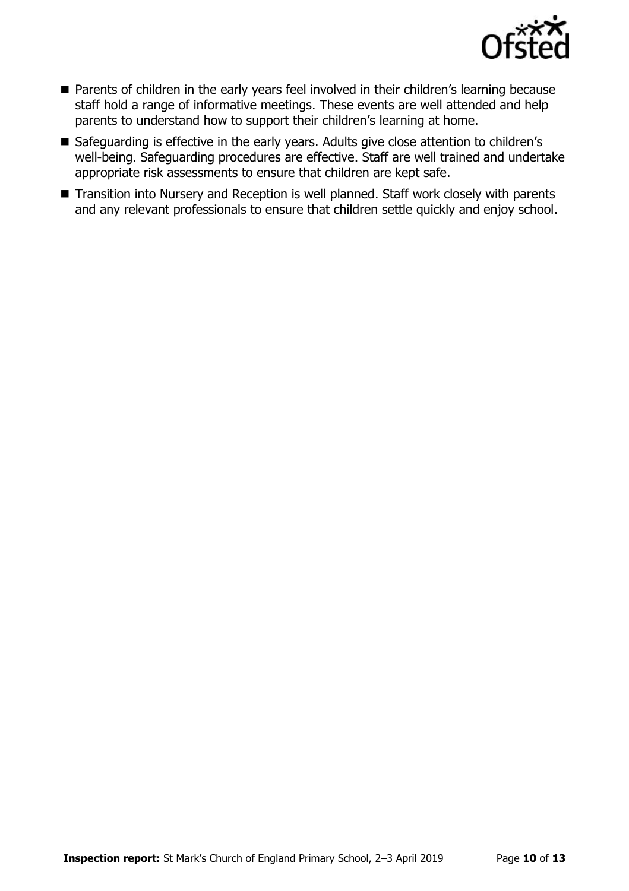- Parents of children in the early years feel involved in their children's learning because staff hold a range of informative meetings. These events are well attended and help parents to understand how to support their children's learning at home.
- Safeguarding is effective in the early years. Adults give close attention to children's well-being. Safeguarding procedures are effective. Staff are well trained and undertake appropriate risk assessments to ensure that children are kept safe.
- Transition into Nursery and Reception is well planned. Staff work closely with parents and any relevant professionals to ensure that children settle quickly and enjoy school.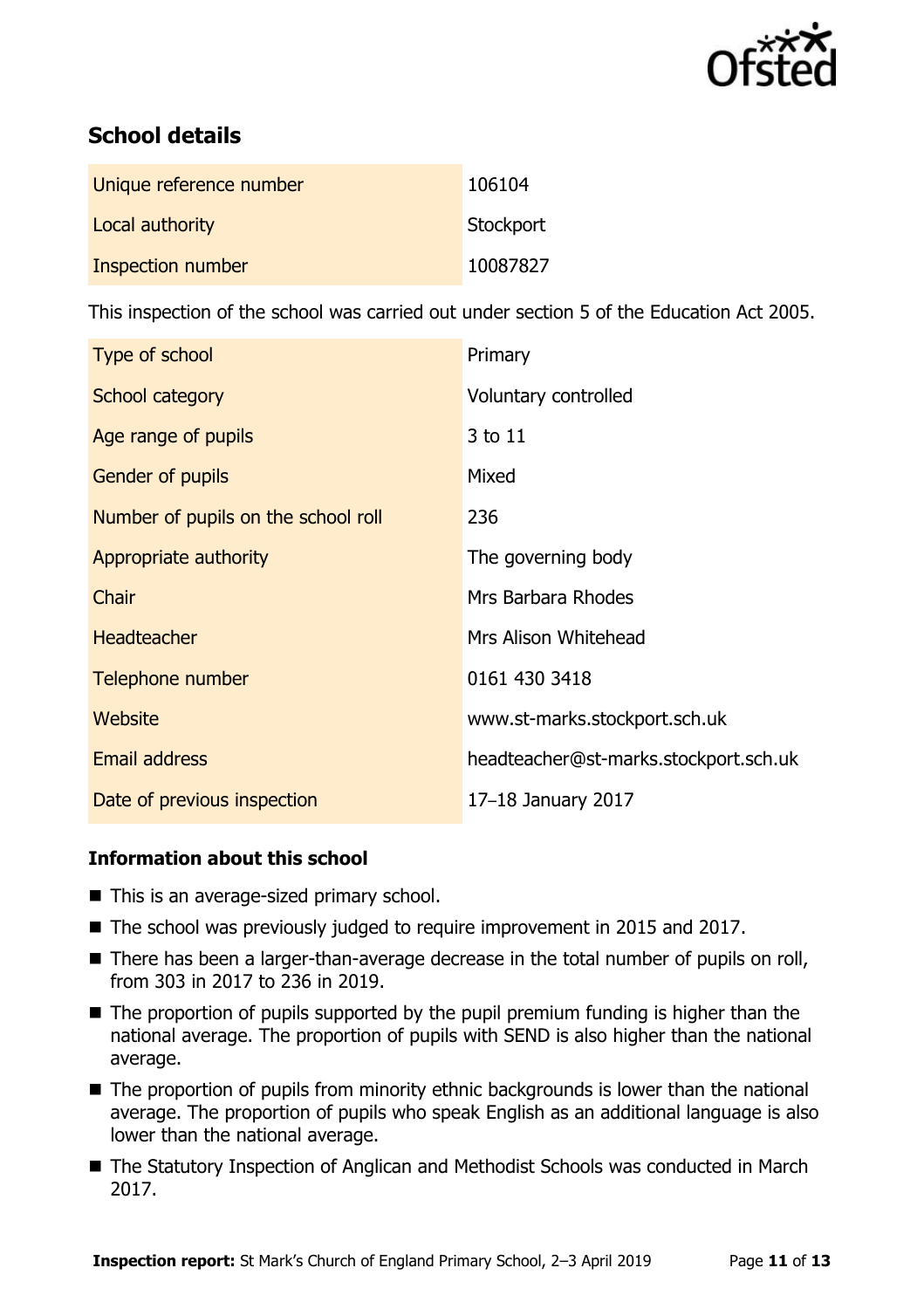## School details

| | |
|---|---|
| Unique reference number | 106104 |
| Local authority | Stockport |
| Inspection number | 10087827 |

This inspection of the school was carried out under section 5 of the Education Act 2005.

| | |
|---|---|
| Type of school | Primary |
| School category | Voluntary controlled |
| Age range of pupils | 3 to 11 |
| Gender of pupils | Mixed |
| Number of pupils on the school roll | 236 |
| Appropriate authority | The governing body |
| Chair | Mrs Barbara Rhodes |
| Headteacher | Mrs Alison Whitehead |
| Telephone number | 0161 430 3418 |
| Website | www.st-marks.stockport.sch.uk |
| Email address | headteacher@st-marks.stockport.sch.uk |
| Date of previous inspection | 17–18 January 2017 |

### Information about this school

- This is an average-sized primary school.
- The school was previously judged to require improvement in 2015 and 2017.
- There has been a larger-than-average decrease in the total number of pupils on roll, from 303 in 2017 to 236 in 2019.
- The proportion of pupils supported by the pupil premium funding is higher than the national average. The proportion of pupils with SEND is also higher than the national average.
- The proportion of pupils from minority ethnic backgrounds is lower than the national average. The proportion of pupils who speak English as an additional language is also lower than the national average.
- The Statutory Inspection of Anglican and Methodist Schools was conducted in March 2017.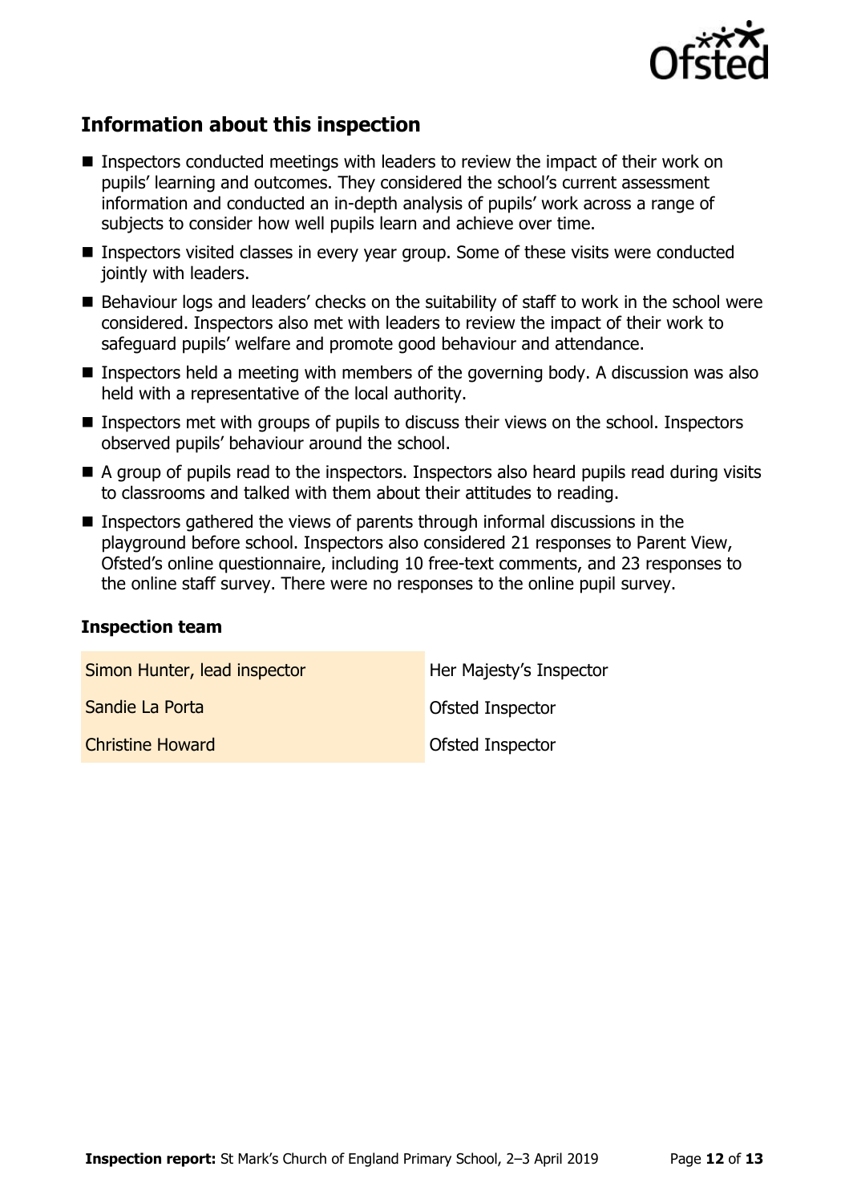## Information about this inspection

- Inspectors conducted meetings with leaders to review the impact of their work on pupils' learning and outcomes. They considered the school's current assessment information and conducted an in-depth analysis of pupils' work across a range of subjects to consider how well pupils learn and achieve over time.
- Inspectors visited classes in every year group. Some of these visits were conducted jointly with leaders.
- Behaviour logs and leaders' checks on the suitability of staff to work in the school were considered. Inspectors also met with leaders to review the impact of their work to safeguard pupils' welfare and promote good behaviour and attendance.
- Inspectors held a meeting with members of the governing body. A discussion was also held with a representative of the local authority.
- Inspectors met with groups of pupils to discuss their views on the school. Inspectors observed pupils' behaviour around the school.
- A group of pupils read to the inspectors. Inspectors also heard pupils read during visits to classrooms and talked with them about their attitudes to reading.
- Inspectors gathered the views of parents through informal discussions in the playground before school. Inspectors also considered 21 responses to Parent View, Ofsted's online questionnaire, including 10 free-text comments, and 23 responses to the online staff survey. There were no responses to the online pupil survey.

### Inspection team

| | |
|---|---|
| Simon Hunter, lead inspector | Her Majesty's Inspector |
| Sandie La Porta | Ofsted Inspector |
| Christine Howard | Ofsted Inspector |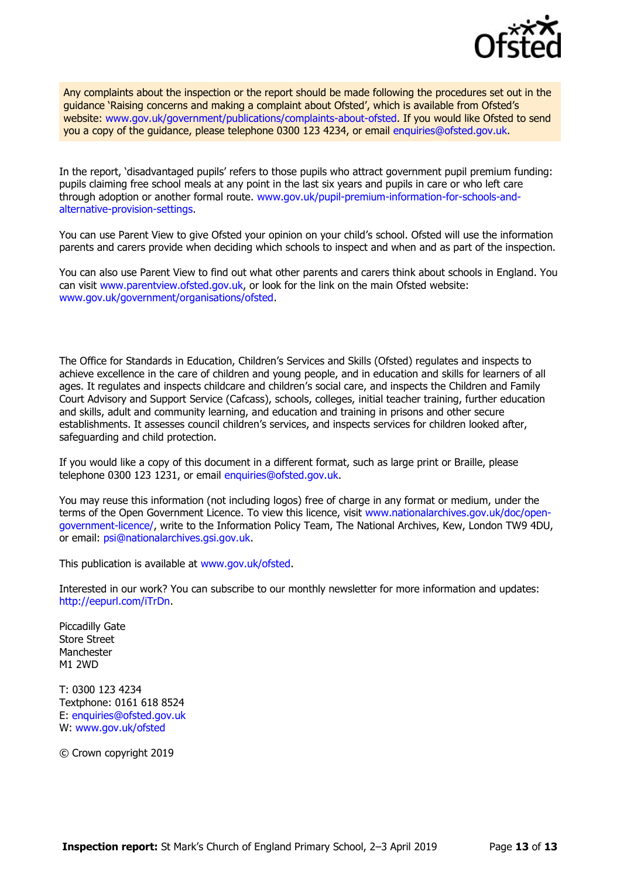Any complaints about the inspection or the report should be made following the procedures set out in the guidance 'Raising concerns and making a complaint about Ofsted', which is available from Ofsted's website: www.gov.uk/government/publications/complaints-about-ofsted. If you would like Ofsted to send you a copy of the guidance, please telephone 0300 123 4234, or email enquiries@ofsted.gov.uk.

In the report, 'disadvantaged pupils' refers to those pupils who attract government pupil premium funding: pupils claiming free school meals at any point in the last six years and pupils in care or who left care through adoption or another formal route. www.gov.uk/pupil-premium-information-for-schools-and-alternative-provision-settings.

You can use Parent View to give Ofsted your opinion on your child's school. Ofsted will use the information parents and carers provide when deciding which schools to inspect and when and as part of the inspection.

You can also use Parent View to find out what other parents and carers think about schools in England. You can visit www.parentview.ofsted.gov.uk, or look for the link on the main Ofsted website: www.gov.uk/government/organisations/ofsted.

The Office for Standards in Education, Children's Services and Skills (Ofsted) regulates and inspects to achieve excellence in the care of children and young people, and in education and skills for learners of all ages. It regulates and inspects childcare and children's social care, and inspects the Children and Family Court Advisory and Support Service (Cafcass), schools, colleges, initial teacher training, further education and skills, adult and community learning, and education and training in prisons and other secure establishments. It assesses council children's services, and inspects services for children looked after, safeguarding and child protection.

If you would like a copy of this document in a different format, such as large print or Braille, please telephone 0300 123 1231, or email enquiries@ofsted.gov.uk.

You may reuse this information (not including logos) free of charge in any format or medium, under the terms of the Open Government Licence. To view this licence, visit www.nationalarchives.gov.uk/doc/open-government-licence/, write to the Information Policy Team, The National Archives, Kew, London TW9 4DU, or email: psi@nationalarchives.gsi.gov.uk.

This publication is available at www.gov.uk/ofsted.

Interested in our work? You can subscribe to our monthly newsletter for more information and updates: http://eepurl.com/iTrDn.

Piccadilly Gate
Store Street
Manchester
M1 2WD

T: 0300 123 4234
Textphone: 0161 618 8524
E: enquiries@ofsted.gov.uk
W: www.gov.uk/ofsted

© Crown copyright 2019